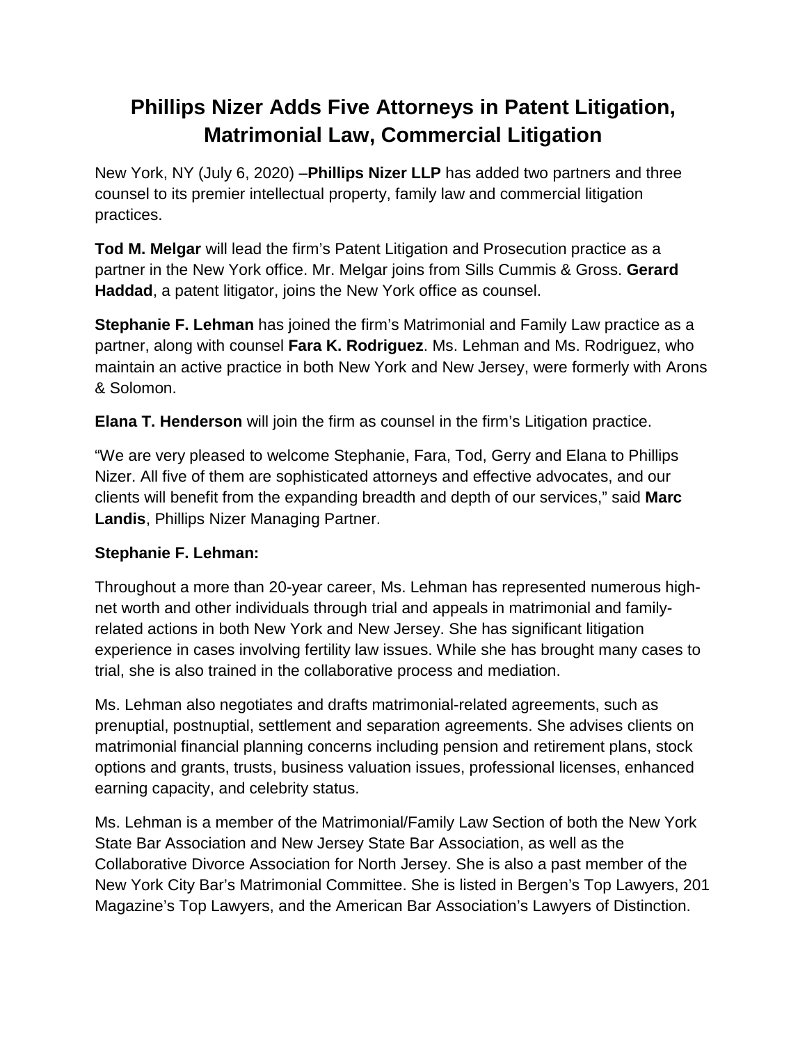# Phillips Nizer Adds Five Attorneys in Patent Litigation, Matrimonial Law, Commercial Litigation

New York, NY (July 6, 2020) –**Phillips Nizer LLP** has added two partners and three counsel to its premier intellectual property, family law and commercial litigation practices.

**Tod M. Melgar** will lead the firm's Patent Litigation and Prosecution practice as a partner in the New York office. Mr. Melgar joins from Sills Cummis & Gross. **Gerard Haddad**, a patent litigator, joins the New York office as counsel.

**Stephanie F. Lehman** has joined the firm's Matrimonial and Family Law practice as a partner, along with counsel **Fara K. Rodriguez**. Ms. Lehman and Ms. Rodriguez, who maintain an active practice in both New York and New Jersey, were formerly with Arons & Solomon.

**Elana T. Henderson** will join the firm as counsel in the firm's Litigation practice.

"We are very pleased to welcome Stephanie, Fara, Tod, Gerry and Elana to Phillips Nizer. All five of them are sophisticated attorneys and effective advocates, and our clients will benefit from the expanding breadth and depth of our services," said **Marc Landis**, Phillips Nizer Managing Partner.

**Stephanie F. Lehman:**

Throughout a more than 20-year career, Ms. Lehman has represented numerous high-net worth and other individuals through trial and appeals in matrimonial and family-related actions in both New York and New Jersey. She has significant litigation experience in cases involving fertility law issues. While she has brought many cases to trial, she is also trained in the collaborative process and mediation.

Ms. Lehman also negotiates and drafts matrimonial-related agreements, such as prenuptial, postnuptial, settlement and separation agreements. She advises clients on matrimonial financial planning concerns including pension and retirement plans, stock options and grants, trusts, business valuation issues, professional licenses, enhanced earning capacity, and celebrity status.

Ms. Lehman is a member of the Matrimonial/Family Law Section of both the New York State Bar Association and New Jersey State Bar Association, as well as the Collaborative Divorce Association for North Jersey. She is also a past member of the New York City Bar's Matrimonial Committee. She is listed in Bergen's Top Lawyers, 201 Magazine's Top Lawyers, and the American Bar Association's Lawyers of Distinction.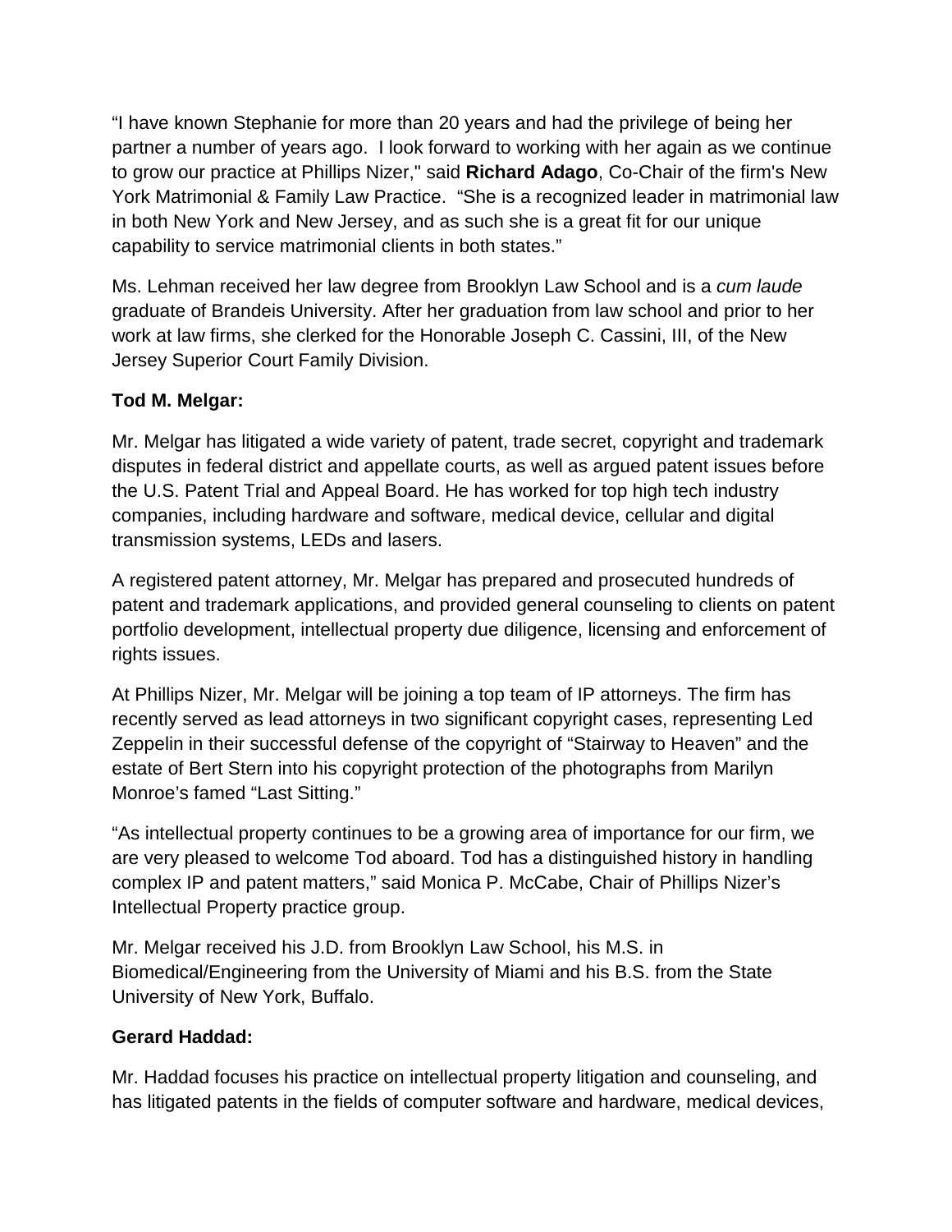"I have known Stephanie for more than 20 years and had the privilege of being her partner a number of years ago. I look forward to working with her again as we continue to grow our practice at Phillips Nizer," said **Richard Adago**, Co-Chair of the firm's New York Matrimonial & Family Law Practice. "She is a recognized leader in matrimonial law in both New York and New Jersey, and as such she is a great fit for our unique capability to service matrimonial clients in both states."

Ms. Lehman received her law degree from Brooklyn Law School and is a *cum laude* graduate of Brandeis University. After her graduation from law school and prior to her work at law firms, she clerked for the Honorable Joseph C. Cassini, III, of the New Jersey Superior Court Family Division.

**Tod M. Melgar:**

Mr. Melgar has litigated a wide variety of patent, trade secret, copyright and trademark disputes in federal district and appellate courts, as well as argued patent issues before the U.S. Patent Trial and Appeal Board. He has worked for top high tech industry companies, including hardware and software, medical device, cellular and digital transmission systems, LEDs and lasers.

A registered patent attorney, Mr. Melgar has prepared and prosecuted hundreds of patent and trademark applications, and provided general counseling to clients on patent portfolio development, intellectual property due diligence, licensing and enforcement of rights issues.

At Phillips Nizer, Mr. Melgar will be joining a top team of IP attorneys. The firm has recently served as lead attorneys in two significant copyright cases, representing Led Zeppelin in their successful defense of the copyright of "Stairway to Heaven" and the estate of Bert Stern into his copyright protection of the photographs from Marilyn Monroe's famed "Last Sitting."

"As intellectual property continues to be a growing area of importance for our firm, we are very pleased to welcome Tod aboard. Tod has a distinguished history in handling complex IP and patent matters," said Monica P. McCabe, Chair of Phillips Nizer's Intellectual Property practice group.

Mr. Melgar received his J.D. from Brooklyn Law School, his M.S. in Biomedical/Engineering from the University of Miami and his B.S. from the State University of New York, Buffalo.

**Gerard Haddad:**

Mr. Haddad focuses his practice on intellectual property litigation and counseling, and has litigated patents in the fields of computer software and hardware, medical devices,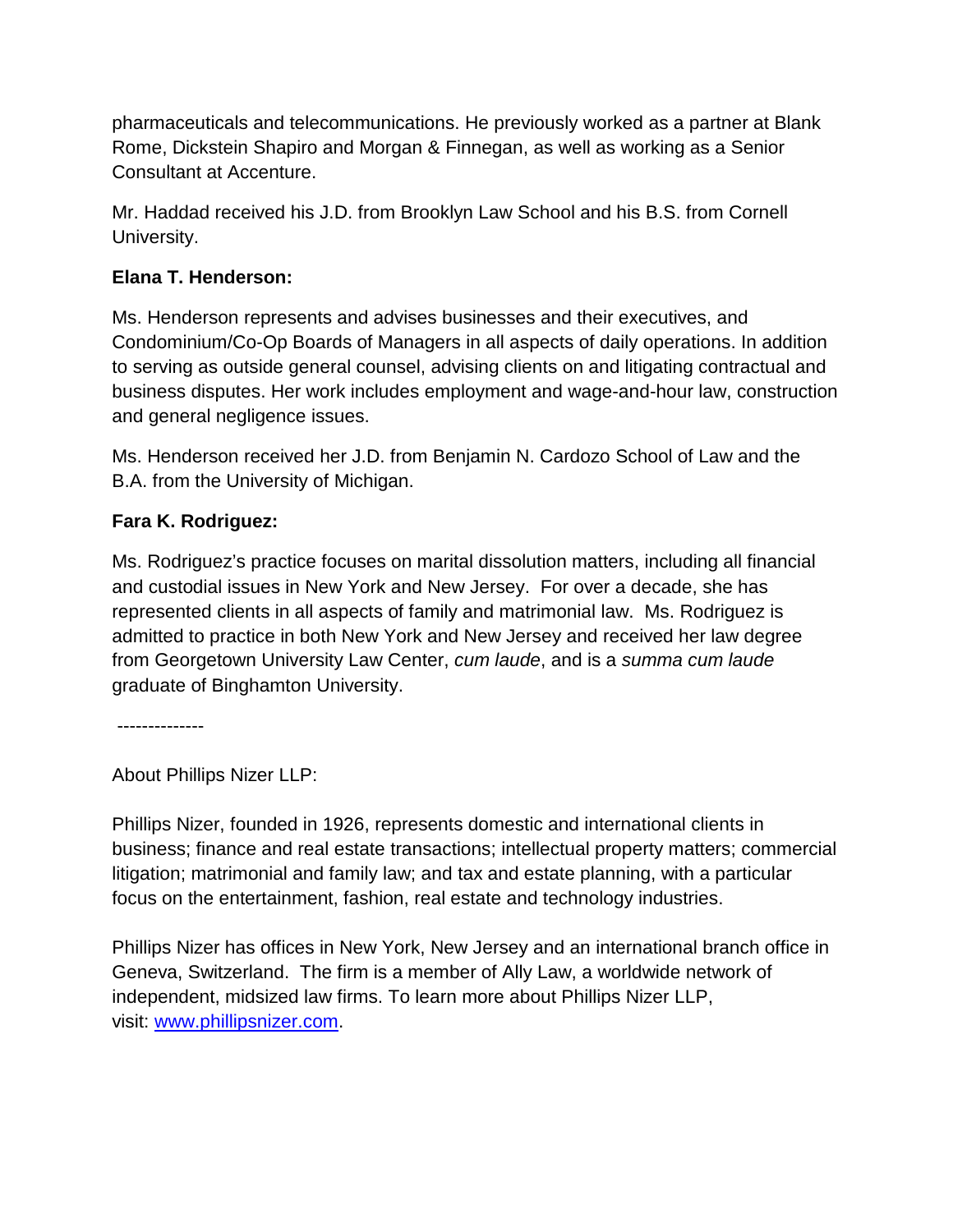pharmaceuticals and telecommunications. He previously worked as a partner at Blank Rome, Dickstein Shapiro and Morgan & Finnegan, as well as working as a Senior Consultant at Accenture.

Mr. Haddad received his J.D. from Brooklyn Law School and his B.S. from Cornell University.

**Elana T. Henderson:**

Ms. Henderson represents and advises businesses and their executives, and Condominium/Co-Op Boards of Managers in all aspects of daily operations. In addition to serving as outside general counsel, advising clients on and litigating contractual and business disputes. Her work includes employment and wage-and-hour law, construction and general negligence issues.

Ms. Henderson received her J.D. from Benjamin N. Cardozo School of Law and the B.A. from the University of Michigan.

**Fara K. Rodriguez:**

Ms. Rodriguez's practice focuses on marital dissolution matters, including all financial and custodial issues in New York and New Jersey. For over a decade, she has represented clients in all aspects of family and matrimonial law. Ms. Rodriguez is admitted to practice in both New York and New Jersey and received her law degree from Georgetown University Law Center, *cum laude*, and is a *summa cum laude* graduate of Binghamton University.

--------------

About Phillips Nizer LLP:

Phillips Nizer, founded in 1926, represents domestic and international clients in business; finance and real estate transactions; intellectual property matters; commercial litigation; matrimonial and family law; and tax and estate planning, with a particular focus on the entertainment, fashion, real estate and technology industries.

Phillips Nizer has offices in New York, New Jersey and an international branch office in Geneva, Switzerland. The firm is a member of Ally Law, a worldwide network of independent, midsized law firms. To learn more about Phillips Nizer LLP, visit: [www.phillipsnizer.com](http://www.phillipsnizer.com).